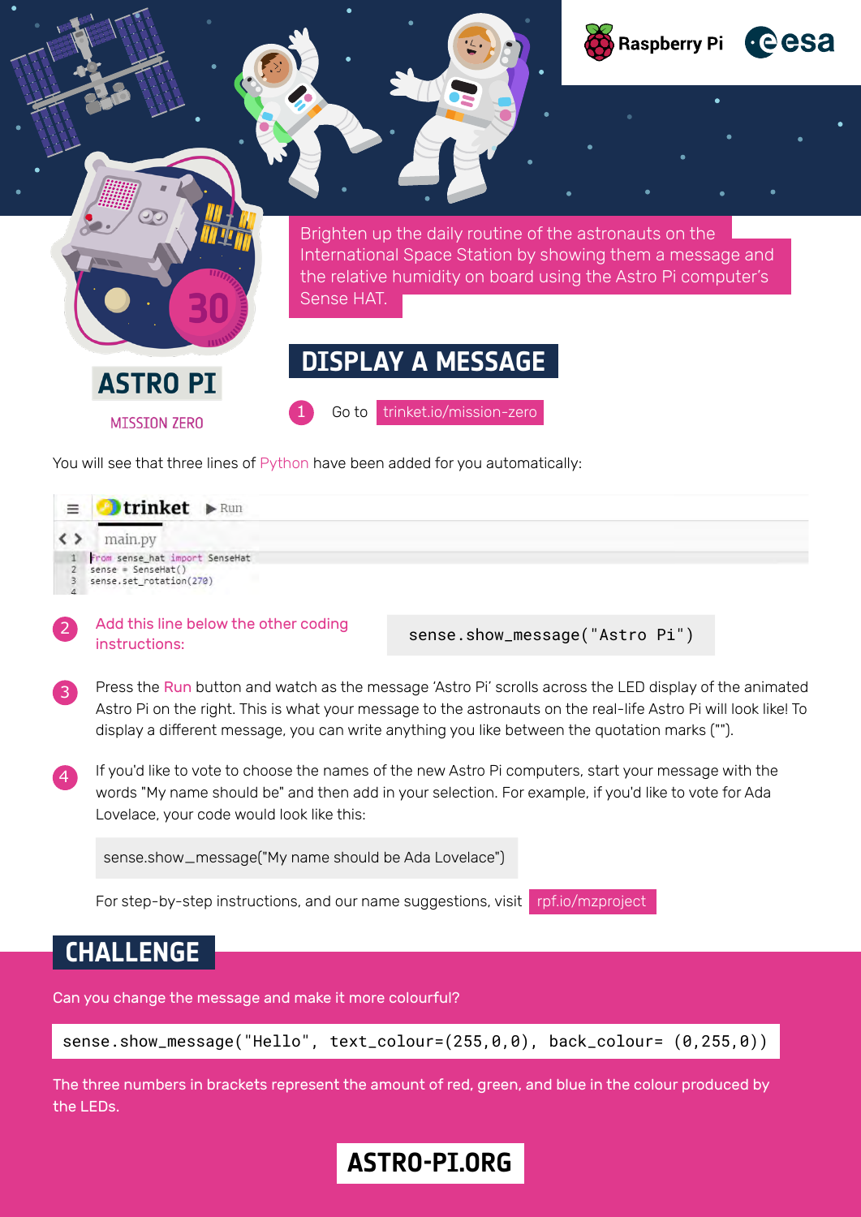Raspberry Pi esa

# ASTRO PI

MISSION ZERO

Brighten up the daily routine of the astronauts on the International Space Station by showing them a message and the relative humidity on board using the Astro Pi computer's Sense HAT.

## DISPLAY A MESSAGE

1. Go to trinket.io/mission-zero

You will see that three lines of Python have been added for you automatically:

```
from sense_hat import SenseHat
sense = SenseHat()
sense.set_rotation(270)
```

2. Add this line below the other coding instructions:

```
sense.show_message("Astro Pi")
```

3. Press the Run button and watch as the message 'Astro Pi' scrolls across the LED display of the animated Astro Pi on the right. This is what your message to the astronauts on the real-life Astro Pi will look like! To display a different message, you can write anything you like between the quotation marks ("").

4. If you'd like to vote to choose the names of the new Astro Pi computers, start your message with the words "My name should be" and then add in your selection. For example, if you'd like to vote for Ada Lovelace, your code would look like this:

```
sense.show_message("My name should be Ada Lovelace")
```

For step-by-step instructions, and our name suggestions, visit rpf.io/mzproject

## CHALLENGE

Can you change the message and make it more colourful?

```
sense.show_message("Hello", text_colour=(255,0,0), back_colour= (0,255,0))
```

The three numbers in brackets represent the amount of red, green, and blue in the colour produced by the LEDs.

ASTRO-PI.ORG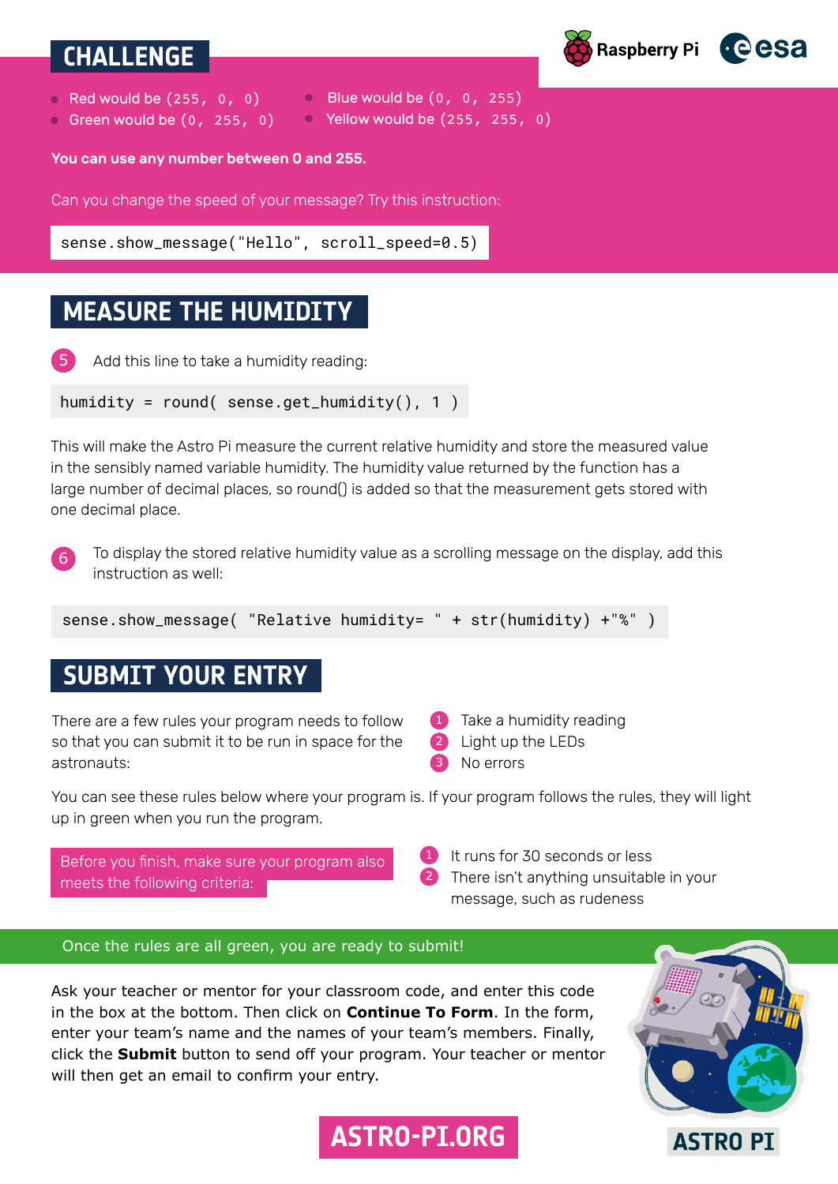## CHALLENGE

- Red would be (255, 0, 0)
- Green would be (0, 255, 0)
- Blue would be (0, 0, 255)
- Yellow would be (255, 255, 0)

**You can use any number between 0 and 255.**

Can you change the speed of your message? Try this instruction:

```
sense.show_message("Hello", scroll_speed=0.5)
```

## MEASURE THE HUMIDITY

5. Add this line to take a humidity reading:

```
humidity = round( sense.get_humidity(), 1 )
```

This will make the Astro Pi measure the current relative humidity and store the measured value in the sensibly named variable humidity. The humidity value returned by the function has a large number of decimal places, so round() is added so that the measurement gets stored with one decimal place.

6. To display the stored relative humidity value as a scrolling message on the display, add this instruction as well:

```
sense.show_message( "Relative humidity= " + str(humidity) +"%" )
```

## SUBMIT YOUR ENTRY

There are a few rules your program needs to follow so that you can submit it to be run in space for the astronauts:

1. Take a humidity reading
2. Light up the LEDs
3. No errors

You can see these rules below where your program is. If your program follows the rules, they will light up in green when you run the program.

Before you finish, make sure your program also meets the following criteria:

1. It runs for 30 seconds or less
2. There isn't anything unsuitable in your message, such as rudeness

Once the rules are all green, you are ready to submit!

Ask your teacher or mentor for your classroom code, and enter this code in the box at the bottom. Then click on **Continue To Form**. In the form, enter your team's name and the names of your team's members. Finally, click the **Submit** button to send off your program. Your teacher or mentor will then get an email to confirm your entry.

**ASTRO-PI.ORG**